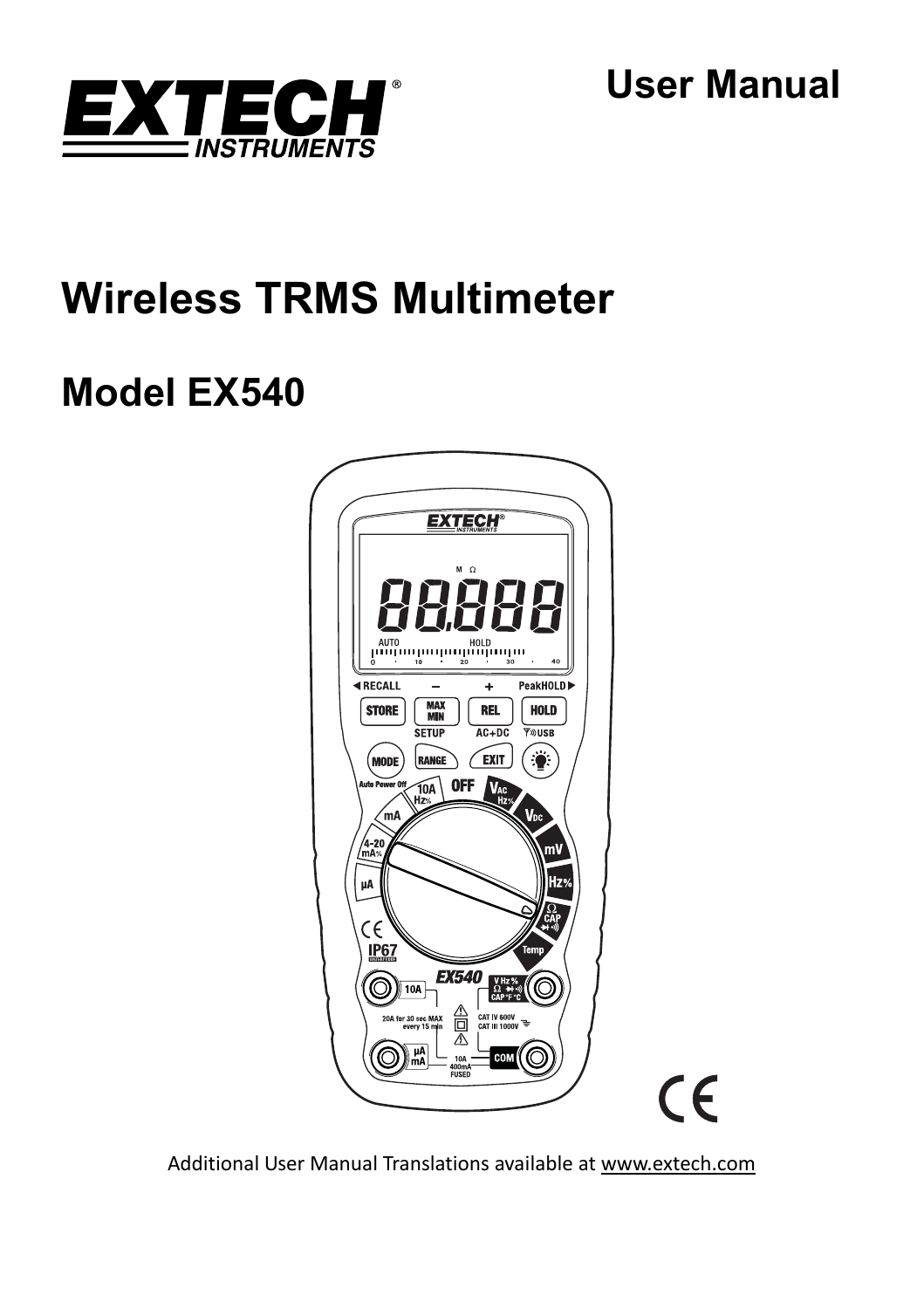# User Manual

# Wireless TRMS Multimeter

## Model EX540

Additional User Manual Translations available at www.extech.com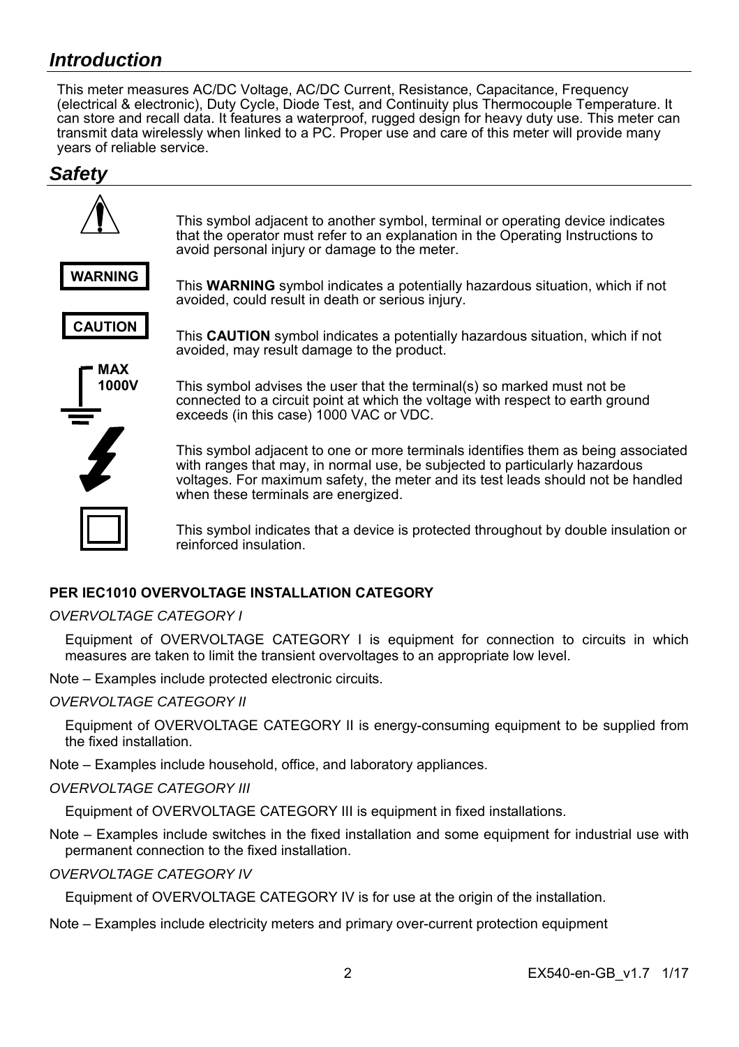## *Introduction*

This meter measures AC/DC Voltage, AC/DC Current, Resistance, Capacitance, Frequency (electrical & electronic), Duty Cycle, Diode Test, and Continuity plus Thermocouple Temperature. It can store and recall data. It features a waterproof, rugged design for heavy duty use. This meter can transmit data wirelessly when linked to a PC. Proper use and care of this meter will provide many years of reliable service.

## *Safety*

This symbol adjacent to another symbol, terminal or operating device indicates that the operator must refer to an explanation in the Operating Instructions to avoid personal injury or damage to the meter.

**WARNING**

This **WARNING** symbol indicates a potentially hazardous situation, which if not avoided, could result in death or serious injury.

**CAUTION**

This **CAUTION** symbol indicates a potentially hazardous situation, which if not avoided, may result damage to the product.

**MAX 1000V**

This symbol advises the user that the terminal(s) so marked must not be connected to a circuit point at which the voltage with respect to earth ground exceeds (in this case) 1000 VAC or VDC.

This symbol adjacent to one or more terminals identifies them as being associated with ranges that may, in normal use, be subjected to particularly hazardous voltages. For maximum safety, the meter and its test leads should not be handled when these terminals are energized.

This symbol indicates that a device is protected throughout by double insulation or reinforced insulation.

**PER IEC1010 OVERVOLTAGE INSTALLATION CATEGORY**

*OVERVOLTAGE CATEGORY I*

Equipment of OVERVOLTAGE CATEGORY I is equipment for connection to circuits in which measures are taken to limit the transient overvoltages to an appropriate low level.

Note – Examples include protected electronic circuits.

*OVERVOLTAGE CATEGORY II*

Equipment of OVERVOLTAGE CATEGORY II is energy-consuming equipment to be supplied from the fixed installation.

Note – Examples include household, office, and laboratory appliances.

*OVERVOLTAGE CATEGORY III*

Equipment of OVERVOLTAGE CATEGORY III is equipment in fixed installations.

Note – Examples include switches in the fixed installation and some equipment for industrial use with permanent connection to the fixed installation.

*OVERVOLTAGE CATEGORY IV*

Equipment of OVERVOLTAGE CATEGORY IV is for use at the origin of the installation.

Note – Examples include electricity meters and primary over-current protection equipment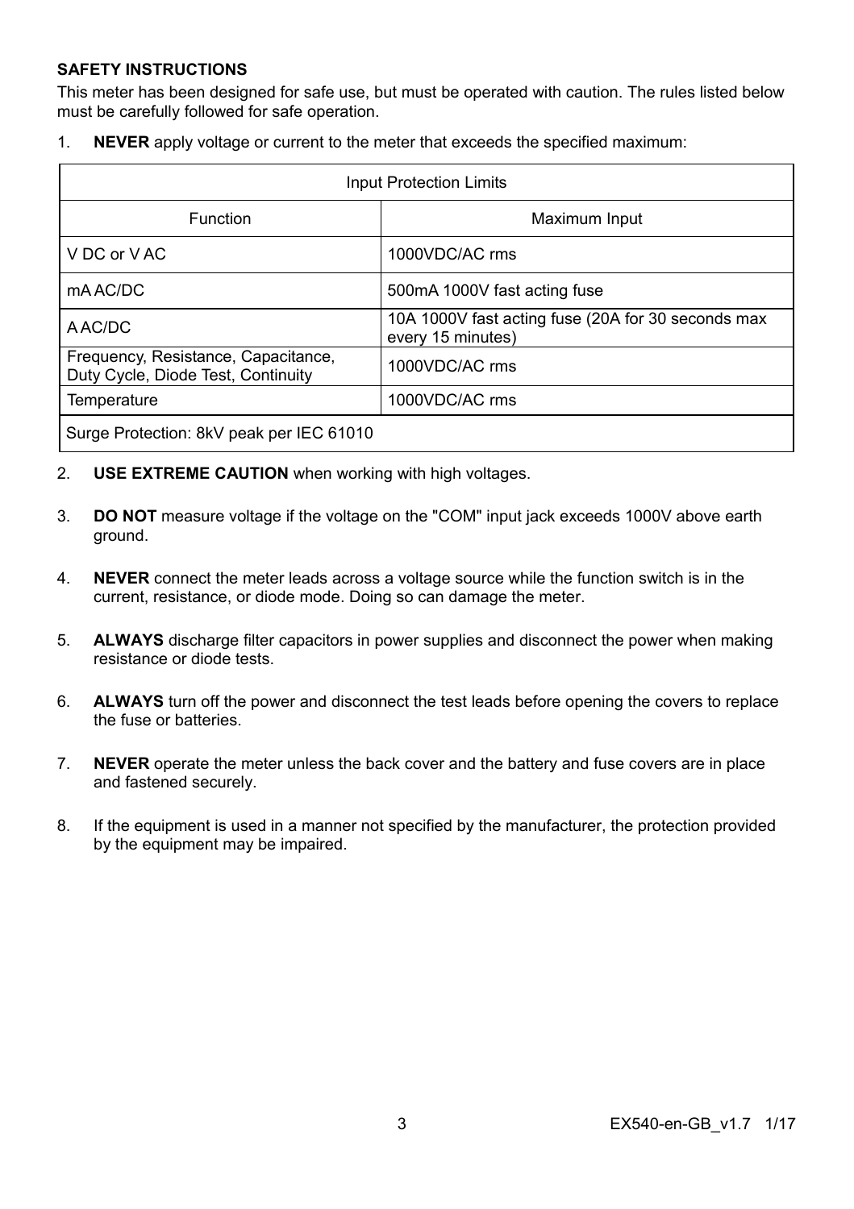**SAFETY INSTRUCTIONS**

This meter has been designed for safe use, but must be operated with caution. The rules listed below must be carefully followed for safe operation.

1. **NEVER** apply voltage or current to the meter that exceeds the specified maximum:

| Input Protection Limits | |
|---|---|
| Function | Maximum Input |
| V DC or V AC | 1000VDC/AC rms |
| mA AC/DC | 500mA 1000V fast acting fuse |
| A AC/DC | 10A 1000V fast acting fuse (20A for 30 seconds max every 15 minutes) |
| Frequency, Resistance, Capacitance, Duty Cycle, Diode Test, Continuity | 1000VDC/AC rms |
| Temperature | 1000VDC/AC rms |
| Surge Protection: 8kV peak per IEC 61010 | |

2. **USE EXTREME CAUTION** when working with high voltages.

3. **DO NOT** measure voltage if the voltage on the "COM" input jack exceeds 1000V above earth ground.

4. **NEVER** connect the meter leads across a voltage source while the function switch is in the current, resistance, or diode mode. Doing so can damage the meter.

5. **ALWAYS** discharge filter capacitors in power supplies and disconnect the power when making resistance or diode tests.

6. **ALWAYS** turn off the power and disconnect the test leads before opening the covers to replace the fuse or batteries.

7. **NEVER** operate the meter unless the back cover and the battery and fuse covers are in place and fastened securely.

8. If the equipment is used in a manner not specified by the manufacturer, the protection provided by the equipment may be impaired.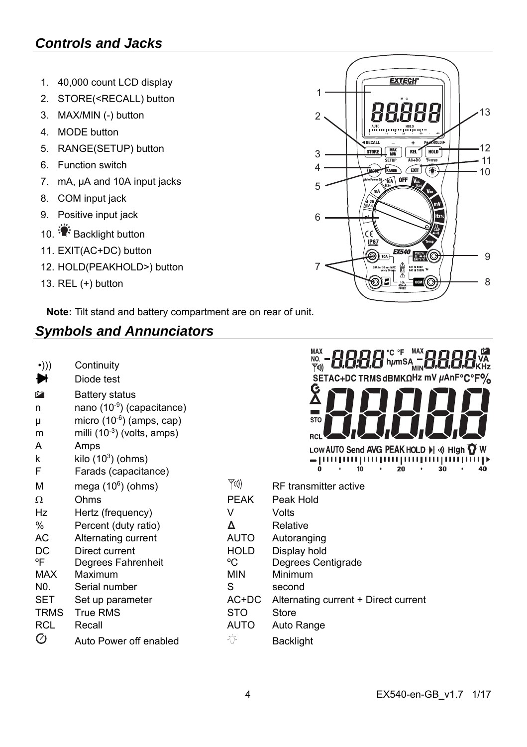## *Controls and Jacks*

1. 40,000 count LCD display
2. STORE(<RECALL) button
3. MAX/MIN (-) button
4. MODE button
5. RANGE(SETUP) button
6. Function switch
7. mA, µA and 10A input jacks
8. COM input jack
9. Positive input jack
10. Backlight button
11. EXIT(AC+DC) button
12. HOLD(PEAKHOLD>) button
13. REL (+) button

**Note:** Tilt stand and battery compartment are on rear of unit.

## *Symbols and Annunciators*

| Symbol | Meaning | Symbol | Meaning |
|---|---|---|---|
| •))) | Continuity | | |
| ➔ | Diode test | | |
| | Battery status | | |
| n | nano ($10^{-9}$) (capacitance) | | |
| µ | micro ($10^{-6}$) (amps, cap) | | |
| m | milli ($10^{-3}$) (volts, amps) | | |
| A | Amps | | |
| k | kilo ($10^{3}$) (ohms) | | |
| F | Farads (capacitance) | | |
| M | mega ($10^{6}$) (ohms) | | RF transmitter active |
| Ω | Ohms | PEAK | Peak Hold |
| Hz | Hertz (frequency) | V | Volts |
| % | Percent (duty ratio) | Δ | Relative |
| AC | Alternating current | AUTO | Autoranging |
| DC | Direct current | HOLD | Display hold |
| ºF | Degrees Fahrenheit | ºC | Degrees Centigrade |
| MAX | Maximum | MIN | Minimum |
| N0. | Serial number | S | second |
| SET | Set up parameter | AC+DC | Alternating current + Direct current |
| TRMS | True RMS | STO | Store |
| RCL | Recall | AUTO | Auto Range |
| | Auto Power off enabled | | Backlight |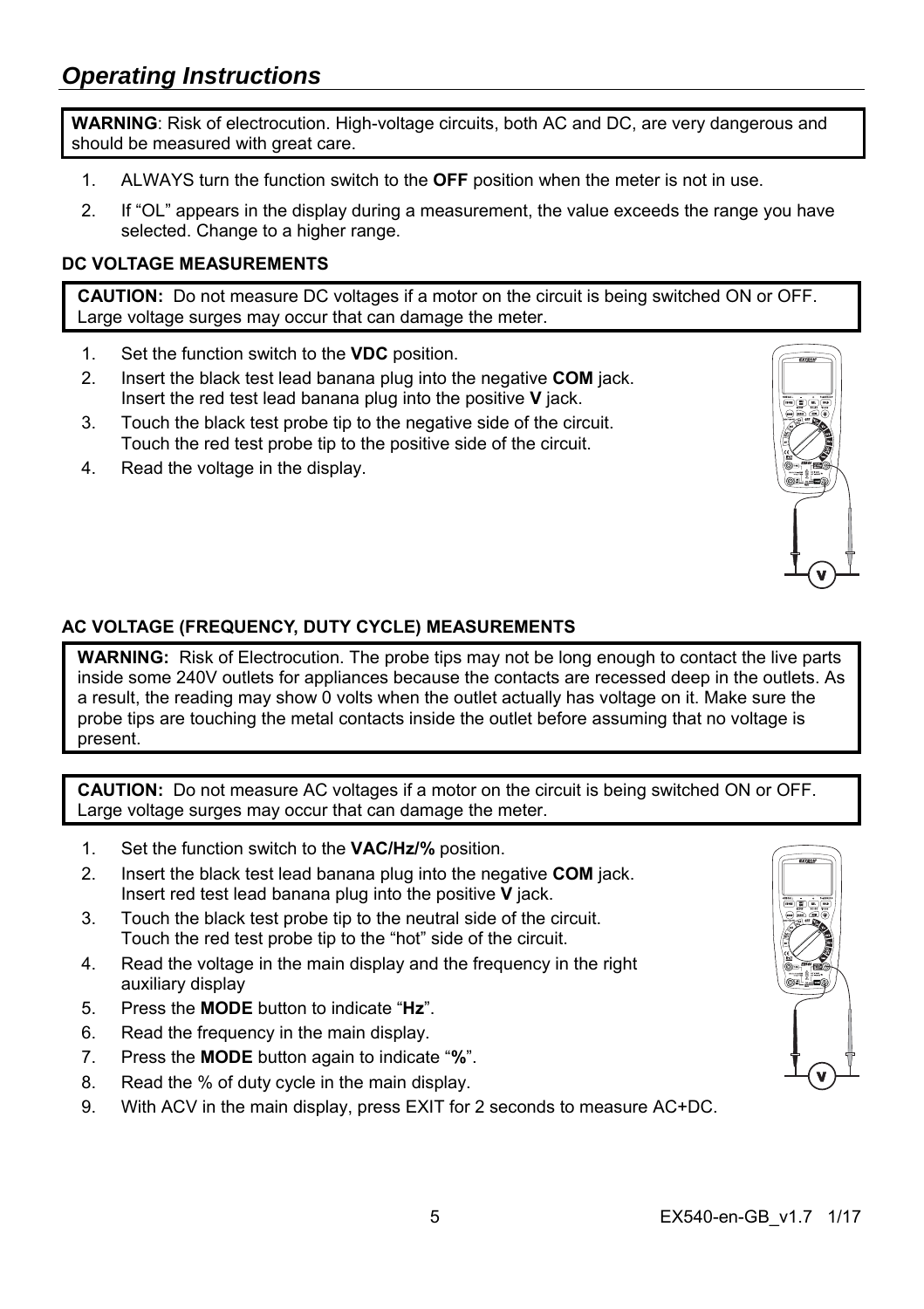## *Operating Instructions*

**WARNING**: Risk of electrocution. High-voltage circuits, both AC and DC, are very dangerous and should be measured with great care.

1. ALWAYS turn the function switch to the **OFF** position when the meter is not in use.
2. If "OL" appears in the display during a measurement, the value exceeds the range you have selected. Change to a higher range.

### DC VOLTAGE MEASUREMENTS

**CAUTION:** Do not measure DC voltages if a motor on the circuit is being switched ON or OFF. Large voltage surges may occur that can damage the meter.

1. Set the function switch to the **VDC** position.
2. Insert the black test lead banana plug into the negative **COM** jack. Insert the red test lead banana plug into the positive **V** jack.
3. Touch the black test probe tip to the negative side of the circuit. Touch the red test probe tip to the positive side of the circuit.
4. Read the voltage in the display.

### AC VOLTAGE (FREQUENCY, DUTY CYCLE) MEASUREMENTS

**WARNING:** Risk of Electrocution. The probe tips may not be long enough to contact the live parts inside some 240V outlets for appliances because the contacts are recessed deep in the outlets. As a result, the reading may show 0 volts when the outlet actually has voltage on it. Make sure the probe tips are touching the metal contacts inside the outlet before assuming that no voltage is present.

**CAUTION:** Do not measure AC voltages if a motor on the circuit is being switched ON or OFF. Large voltage surges may occur that can damage the meter.

1. Set the function switch to the **VAC/Hz/%** position.
2. Insert the black test lead banana plug into the negative **COM** jack. Insert red test lead banana plug into the positive **V** jack.
3. Touch the black test probe tip to the neutral side of the circuit. Touch the red test probe tip to the "hot" side of the circuit.
4. Read the voltage in the main display and the frequency in the right auxiliary display
5. Press the **MODE** button to indicate "**Hz**".
6. Read the frequency in the main display.
7. Press the **MODE** button again to indicate "**%**".
8. Read the % of duty cycle in the main display.
9. With ACV in the main display, press EXIT for 2 seconds to measure AC+DC.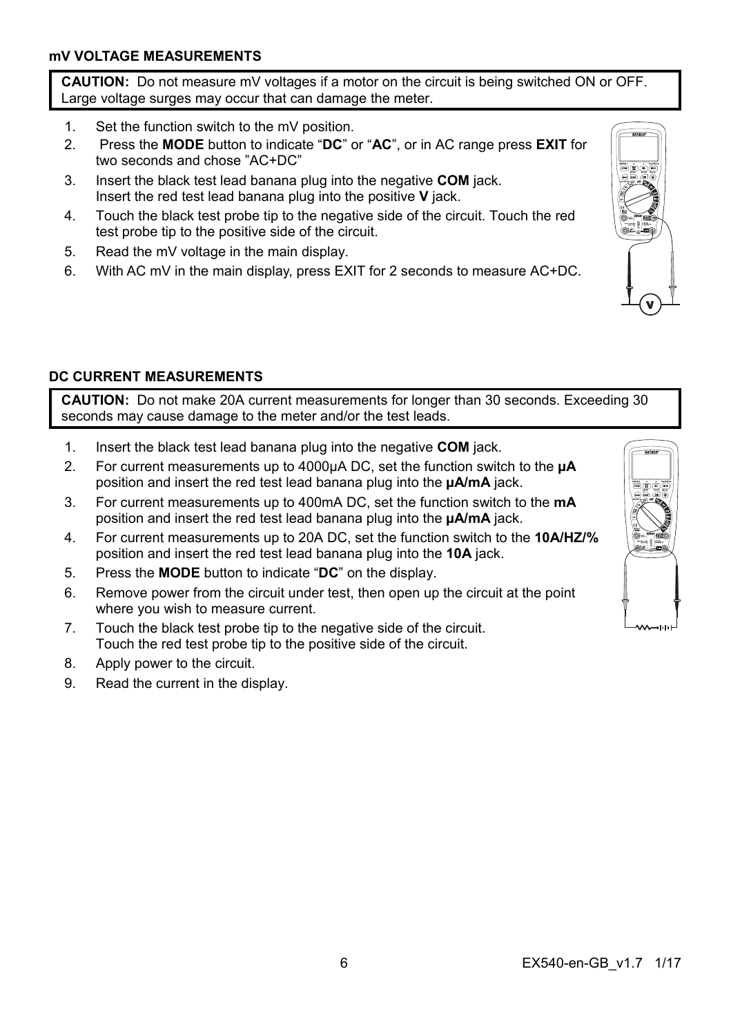### mV VOLTAGE MEASUREMENTS

**CAUTION:** Do not measure mV voltages if a motor on the circuit is being switched ON or OFF. Large voltage surges may occur that can damage the meter.

1. Set the function switch to the mV position.
2. Press the **MODE** button to indicate "**DC**" or "**AC**", or in AC range press **EXIT** for two seconds and chose "AC+DC"
3. Insert the black test lead banana plug into the negative **COM** jack.
   Insert the red test lead banana plug into the positive **V** jack.
4. Touch the black test probe tip to the negative side of the circuit. Touch the red test probe tip to the positive side of the circuit.
5. Read the mV voltage in the main display.
6. With AC mV in the main display, press EXIT for 2 seconds to measure AC+DC.

### DC CURRENT MEASUREMENTS

**CAUTION:** Do not make 20A current measurements for longer than 30 seconds. Exceeding 30 seconds may cause damage to the meter and/or the test leads.

1. Insert the black test lead banana plug into the negative **COM** jack.
2. For current measurements up to 4000µA DC, set the function switch to the **µA** position and insert the red test lead banana plug into the **µA/mA** jack.
3. For current measurements up to 400mA DC, set the function switch to the **mA** position and insert the red test lead banana plug into the **µA/mA** jack.
4. For current measurements up to 20A DC, set the function switch to the **10A/HZ/%** position and insert the red test lead banana plug into the **10A** jack.
5. Press the **MODE** button to indicate "**DC**" on the display.
6. Remove power from the circuit under test, then open up the circuit at the point where you wish to measure current.
7. Touch the black test probe tip to the negative side of the circuit.
   Touch the red test probe tip to the positive side of the circuit.
8. Apply power to the circuit.
9. Read the current in the display.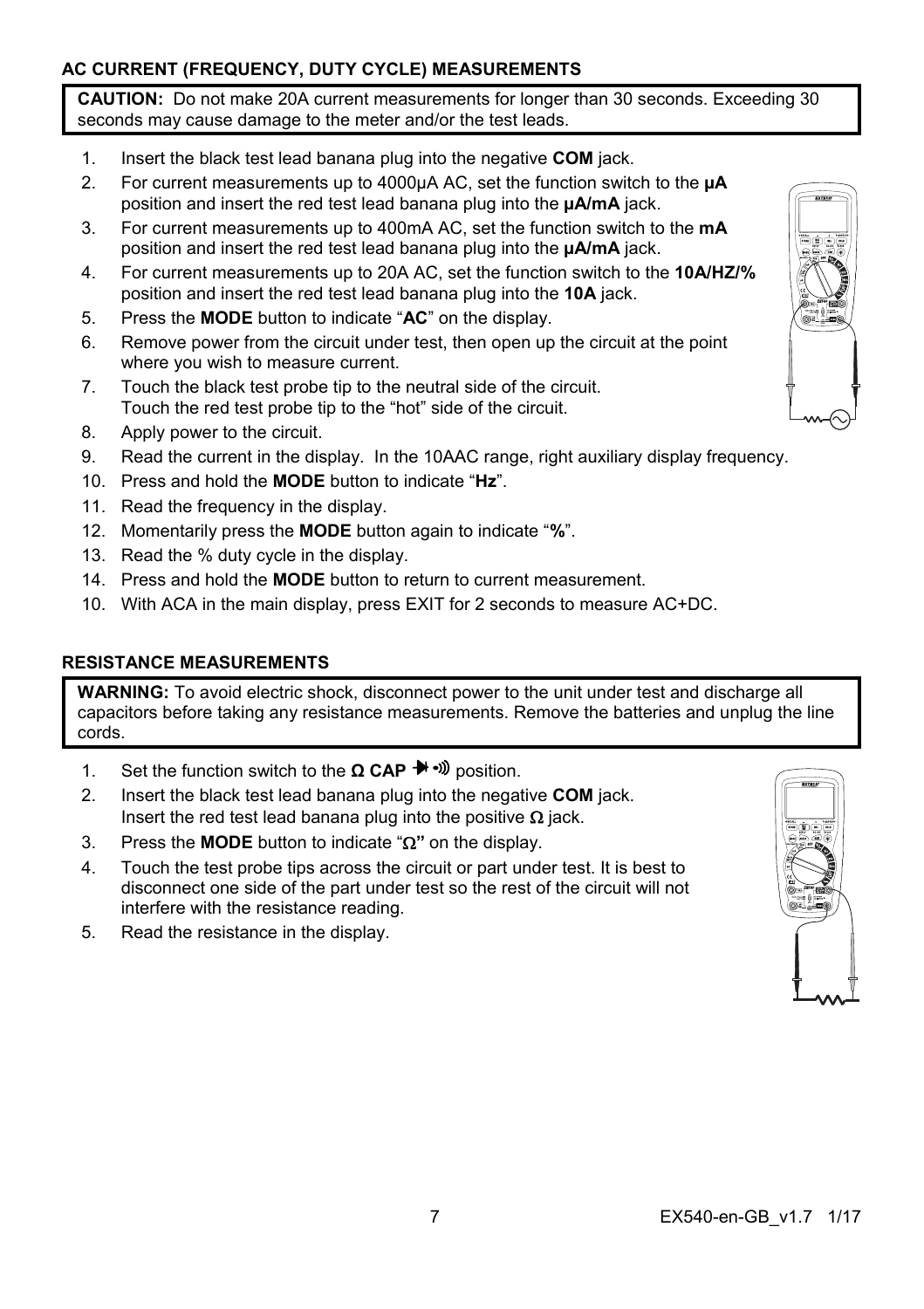### AC CURRENT (FREQUENCY, DUTY CYCLE) MEASUREMENTS

**CAUTION:** Do not make 20A current measurements for longer than 30 seconds. Exceeding 30 seconds may cause damage to the meter and/or the test leads.

1. Insert the black test lead banana plug into the negative **COM** jack.
2. For current measurements up to 4000µA AC, set the function switch to the **µA** position and insert the red test lead banana plug into the **µA/mA** jack.
3. For current measurements up to 400mA AC, set the function switch to the **mA** position and insert the red test lead banana plug into the **µA/mA** jack.
4. For current measurements up to 20A AC, set the function switch to the **10A/HZ/%** position and insert the red test lead banana plug into the **10A** jack.
5. Press the **MODE** button to indicate "**AC**" on the display.
6. Remove power from the circuit under test, then open up the circuit at the point where you wish to measure current.
7. Touch the black test probe tip to the neutral side of the circuit. Touch the red test probe tip to the "hot" side of the circuit.
8. Apply power to the circuit.
9. Read the current in the display. In the 10AAC range, right auxiliary display frequency.
10. Press and hold the **MODE** button to indicate "**Hz**".
11. Read the frequency in the display.
12. Momentarily press the **MODE** button again to indicate "**%**".
13. Read the % duty cycle in the display.
14. Press and hold the **MODE** button to return to current measurement.
10. With ACA in the main display, press EXIT for 2 seconds to measure AC+DC.

### RESISTANCE MEASUREMENTS

**WARNING:** To avoid electric shock, disconnect power to the unit under test and discharge all capacitors before taking any resistance measurements. Remove the batteries and unplug the line cords.

1. Set the function switch to the **Ω CAP** ⯈|•))) position.
2. Insert the black test lead banana plug into the negative **COM** jack. Insert the red test lead banana plug into the positive Ω jack.
3. Press the **MODE** button to indicate "Ω**"** on the display.
4. Touch the test probe tips across the circuit or part under test. It is best to disconnect one side of the part under test so the rest of the circuit will not interfere with the resistance reading.
5. Read the resistance in the display.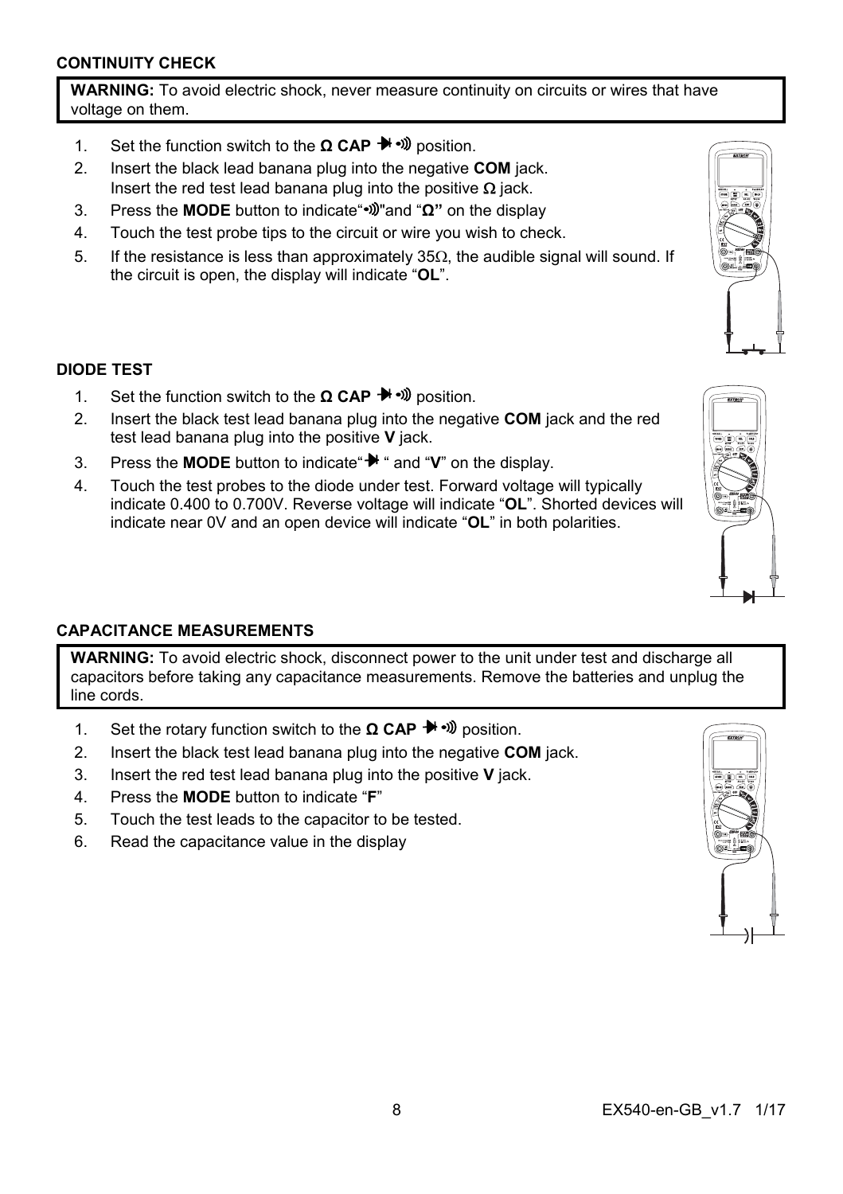### CONTINUITY CHECK

**WARNING:** To avoid electric shock, never measure continuity on circuits or wires that have voltage on them.

1. Set the function switch to the **Ω CAP** ➧ •))) position.
2. Insert the black lead banana plug into the negative **COM** jack.
   Insert the red test lead banana plug into the positive **Ω** jack.
3. Press the **MODE** button to indicate "•)))" and "**Ω**" on the display
4. Touch the test probe tips to the circuit or wire you wish to check.
5. If the resistance is less than approximately 35Ω, the audible signal will sound. If the circuit is open, the display will indicate "**OL**".

### DIODE TEST

1. Set the function switch to the **Ω CAP** ➧ •))) position.
2. Insert the black test lead banana plug into the negative **COM** jack and the red test lead banana plug into the positive **V** jack.
3. Press the **MODE** button to indicate "➧" and "**V**" on the display.
4. Touch the test probes to the diode under test. Forward voltage will typically indicate 0.400 to 0.700V. Reverse voltage will indicate "**OL**". Shorted devices will indicate near 0V and an open device will indicate "**OL**" in both polarities.

### CAPACITANCE MEASUREMENTS

**WARNING:** To avoid electric shock, disconnect power to the unit under test and discharge all capacitors before taking any capacitance measurements. Remove the batteries and unplug the line cords.

1. Set the rotary function switch to the **Ω CAP** ➧ •))) position.
2. Insert the black test lead banana plug into the negative **COM** jack.
3. Insert the red test lead banana plug into the positive **V** jack.
4. Press the **MODE** button to indicate "**F**"
5. Touch the test leads to the capacitor to be tested.
6. Read the capacitance value in the display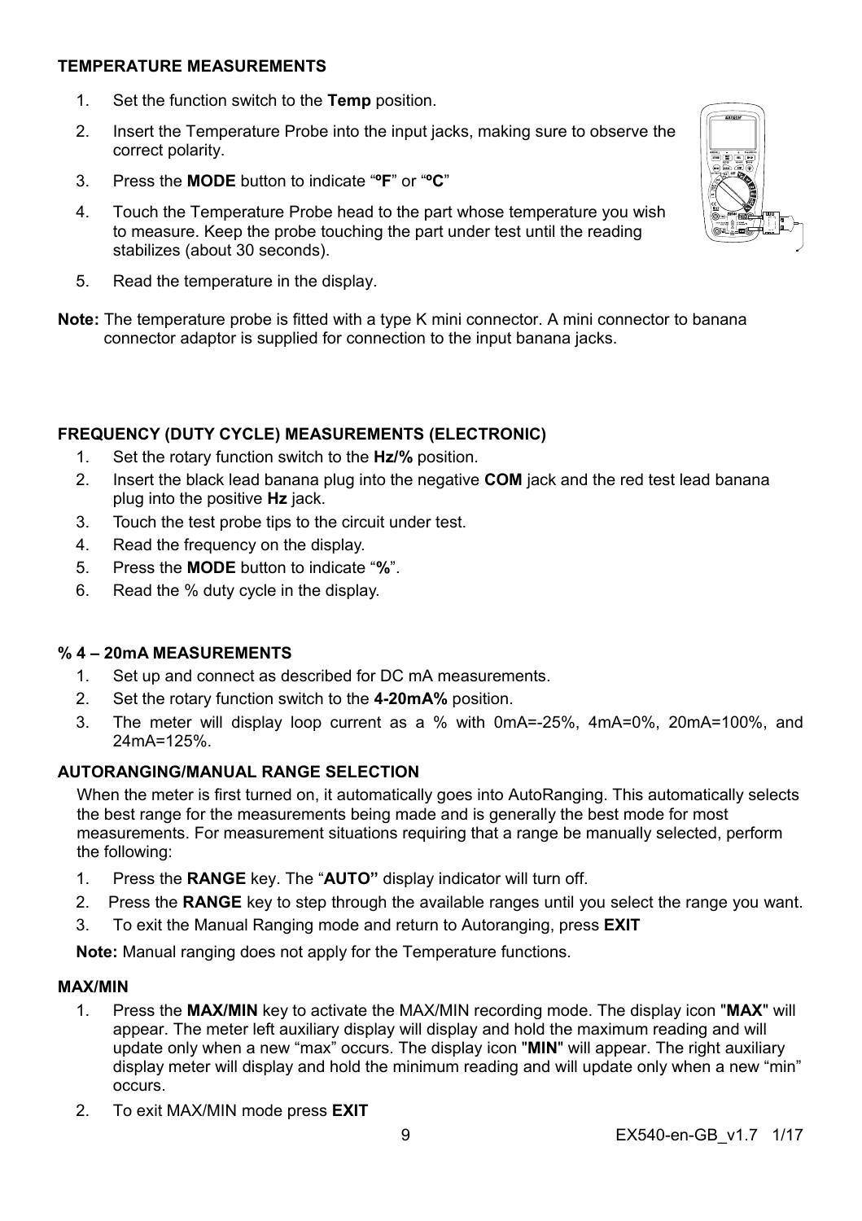**TEMPERATURE MEASUREMENTS**

1. Set the function switch to the **Temp** position.
2. Insert the Temperature Probe into the input jacks, making sure to observe the correct polarity.
3. Press the **MODE** button to indicate "**ºF**" or "**ºC**"
4. Touch the Temperature Probe head to the part whose temperature you wish to measure. Keep the probe touching the part under test until the reading stabilizes (about 30 seconds).
5. Read the temperature in the display.

**Note:** The temperature probe is fitted with a type K mini connector. A mini connector to banana connector adaptor is supplied for connection to the input banana jacks.

**FREQUENCY (DUTY CYCLE) MEASUREMENTS (ELECTRONIC)**

1. Set the rotary function switch to the **Hz/%** position.
2. Insert the black lead banana plug into the negative **COM** jack and the red test lead banana plug into the positive **Hz** jack.
3. Touch the test probe tips to the circuit under test.
4. Read the frequency on the display.
5. Press the **MODE** button to indicate "**%**".
6. Read the % duty cycle in the display.

**% 4 – 20mA MEASUREMENTS**

1. Set up and connect as described for DC mA measurements.
2. Set the rotary function switch to the **4-20mA%** position.
3. The meter will display loop current as a % with 0mA=-25%, 4mA=0%, 20mA=100%, and 24mA=125%.

**AUTORANGING/MANUAL RANGE SELECTION**

When the meter is first turned on, it automatically goes into AutoRanging. This automatically selects the best range for the measurements being made and is generally the best mode for most measurements. For measurement situations requiring that a range be manually selected, perform the following:

1. Press the **RANGE** key. The "**AUTO"** display indicator will turn off.
2. Press the **RANGE** key to step through the available ranges until you select the range you want.
3. To exit the Manual Ranging mode and return to Autoranging, press **EXIT**

**Note:** Manual ranging does not apply for the Temperature functions.

**MAX/MIN**

1. Press the **MAX/MIN** key to activate the MAX/MIN recording mode. The display icon "**MAX**" will appear. The meter left auxiliary display will display and hold the maximum reading and will update only when a new "max" occurs. The display icon "**MIN**" will appear. The right auxiliary display meter will display and hold the minimum reading and will update only when a new "min" occurs.
2. To exit MAX/MIN mode press **EXIT**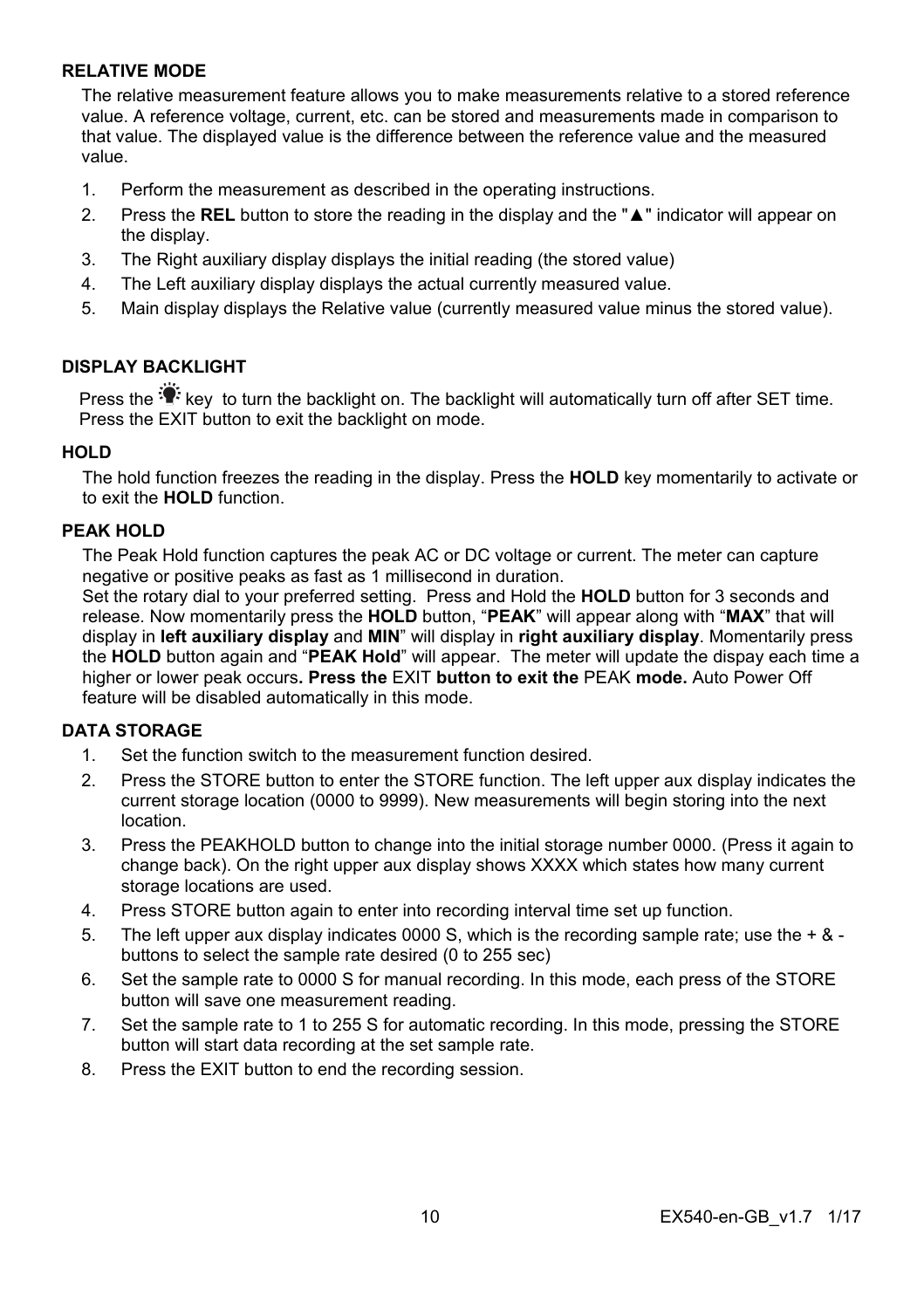## RELATIVE MODE

The relative measurement feature allows you to make measurements relative to a stored reference value. A reference voltage, current, etc. can be stored and measurements made in comparison to that value. The displayed value is the difference between the reference value and the measured value.

1. Perform the measurement as described in the operating instructions.
2. Press the **REL** button to store the reading in the display and the "▲" indicator will appear on the display.
3. The Right auxiliary display displays the initial reading (the stored value)
4. The Left auxiliary display displays the actual currently measured value.
5. Main display displays the Relative value (currently measured value minus the stored value).

## DISPLAY BACKLIGHT

Press the 💡 key to turn the backlight on. The backlight will automatically turn off after SET time. Press the EXIT button to exit the backlight on mode.

## HOLD

The hold function freezes the reading in the display. Press the **HOLD** key momentarily to activate or to exit the **HOLD** function.

## PEAK HOLD

The Peak Hold function captures the peak AC or DC voltage or current. The meter can capture negative or positive peaks as fast as 1 millisecond in duration.
Set the rotary dial to your preferred setting. Press and Hold the **HOLD** button for 3 seconds and release. Now momentarily press the **HOLD** button, "**PEAK**" will appear along with "**MAX**" that will display in **left auxiliary display** and **MIN**" will display in **right auxiliary display**. Momentarily press the **HOLD** button again and "**PEAK Hold**" will appear. The meter will update the dispay each time a higher or lower peak occurs**. Press the** EXIT **button to exit the** PEAK **mode.** Auto Power Off feature will be disabled automatically in this mode.

## DATA STORAGE

1. Set the function switch to the measurement function desired.
2. Press the STORE button to enter the STORE function. The left upper aux display indicates the current storage location (0000 to 9999). New measurements will begin storing into the next location.
3. Press the PEAKHOLD button to change into the initial storage number 0000. (Press it again to change back). On the right upper aux display shows XXXX which states how many current storage locations are used.
4. Press STORE button again to enter into recording interval time set up function.
5. The left upper aux display indicates 0000 S, which is the recording sample rate; use the + & - buttons to select the sample rate desired (0 to 255 sec)
6. Set the sample rate to 0000 S for manual recording. In this mode, each press of the STORE button will save one measurement reading.
7. Set the sample rate to 1 to 255 S for automatic recording. In this mode, pressing the STORE button will start data recording at the set sample rate.
8. Press the EXIT button to end the recording session.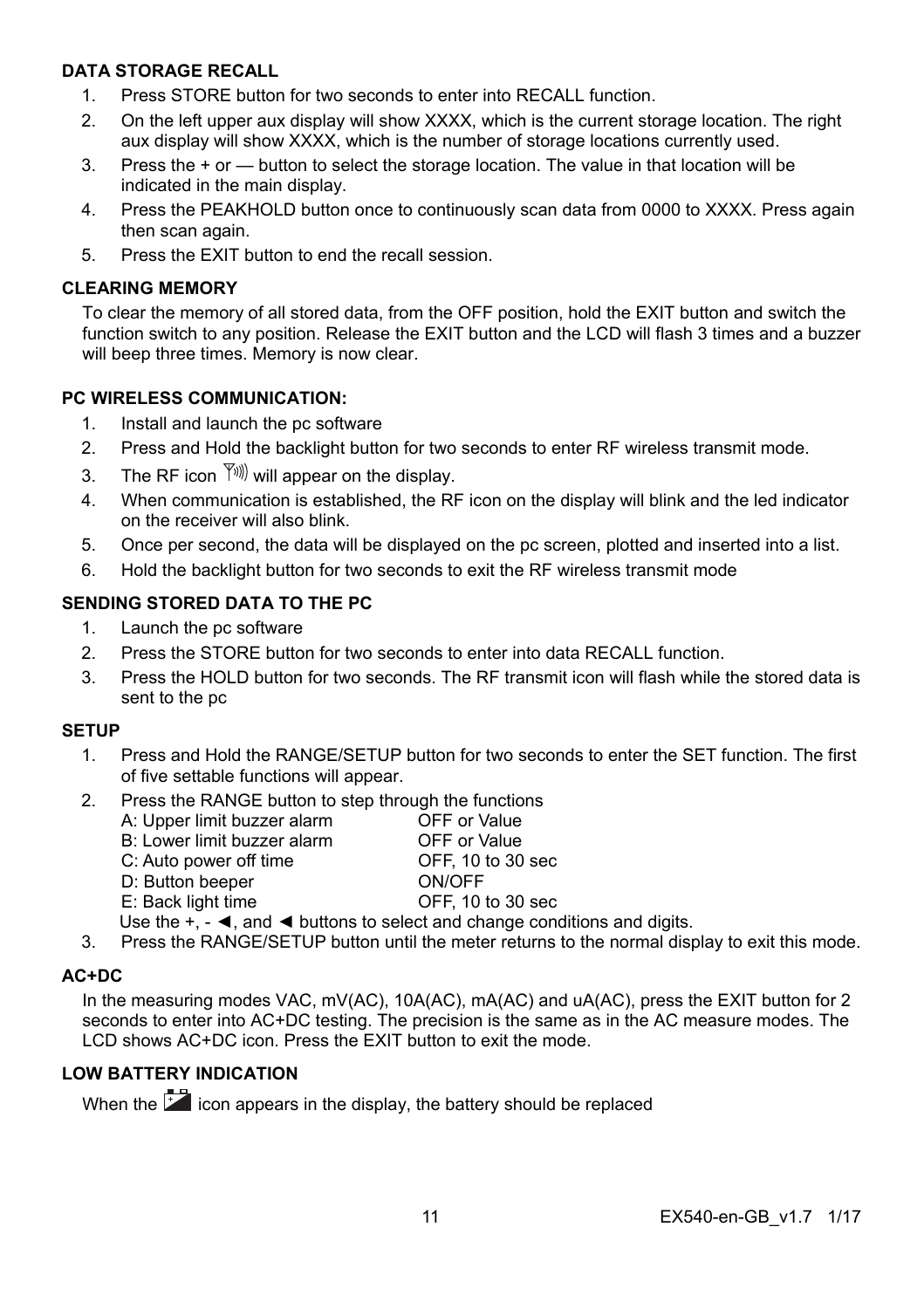## DATA STORAGE RECALL

1. Press STORE button for two seconds to enter into RECALL function.
2. On the left upper aux display will show XXXX, which is the current storage location. The right aux display will show XXXX, which is the number of storage locations currently used.
3. Press the + or — button to select the storage location. The value in that location will be indicated in the main display.
4. Press the PEAKHOLD button once to continuously scan data from 0000 to XXXX. Press again then scan again.
5. Press the EXIT button to end the recall session.

## CLEARING MEMORY

To clear the memory of all stored data, from the OFF position, hold the EXIT button and switch the function switch to any position. Release the EXIT button and the LCD will flash 3 times and a buzzer will beep three times. Memory is now clear.

## PC WIRELESS COMMUNICATION:

1. Install and launch the pc software
2. Press and Hold the backlight button for two seconds to enter RF wireless transmit mode.
3. The RF icon will appear on the display.
4. When communication is established, the RF icon on the display will blink and the led indicator on the receiver will also blink.
5. Once per second, the data will be displayed on the pc screen, plotted and inserted into a list.
6. Hold the backlight button for two seconds to exit the RF wireless transmit mode

## SENDING STORED DATA TO THE PC

1. Launch the pc software
2. Press the STORE button for two seconds to enter into data RECALL function.
3. Press the HOLD button for two seconds. The RF transmit icon will flash while the stored data is sent to the pc

## SETUP

1. Press and Hold the RANGE/SETUP button for two seconds to enter the SET function. The first of five settable functions will appear.
2. Press the RANGE button to step through the functions

   | | |
   |---|---|
   | A: Upper limit buzzer alarm | OFF or Value |
   | B: Lower limit buzzer alarm | OFF or Value |
   | C: Auto power off time | OFF, 10 to 30 sec |
   | D: Button beeper | ON/OFF |
   | E: Back light time | OFF, 10 to 30 sec |

   Use the +, - ◄, and ◄ buttons to select and change conditions and digits.
3. Press the RANGE/SETUP button until the meter returns to the normal display to exit this mode.

## AC+DC

In the measuring modes VAC, mV(AC), 10A(AC), mA(AC) and uA(AC), press the EXIT button for 2 seconds to enter into AC+DC testing. The precision is the same as in the AC measure modes. The LCD shows AC+DC icon. Press the EXIT button to exit the mode.

## LOW BATTERY INDICATION

When the icon appears in the display, the battery should be replaced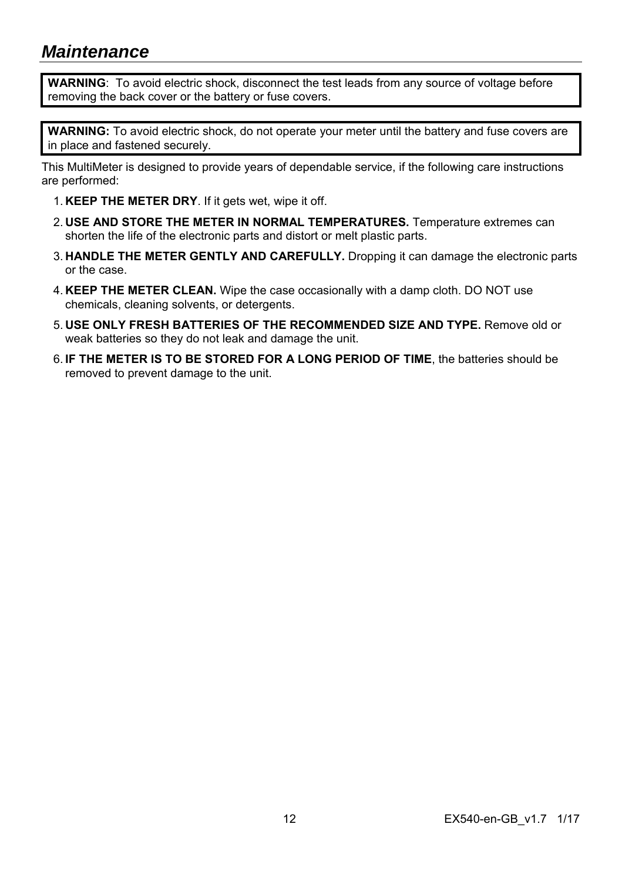## *Maintenance*

> **WARNING**: To avoid electric shock, disconnect the test leads from any source of voltage before removing the back cover or the battery or fuse covers.

> **WARNING:** To avoid electric shock, do not operate your meter until the battery and fuse covers are in place and fastened securely.

This MultiMeter is designed to provide years of dependable service, if the following care instructions are performed:

1. **KEEP THE METER DRY**. If it gets wet, wipe it off.
2. **USE AND STORE THE METER IN NORMAL TEMPERATURES.** Temperature extremes can shorten the life of the electronic parts and distort or melt plastic parts.
3. **HANDLE THE METER GENTLY AND CAREFULLY.** Dropping it can damage the electronic parts or the case.
4. **KEEP THE METER CLEAN.** Wipe the case occasionally with a damp cloth. DO NOT use chemicals, cleaning solvents, or detergents.
5. **USE ONLY FRESH BATTERIES OF THE RECOMMENDED SIZE AND TYPE.** Remove old or weak batteries so they do not leak and damage the unit.
6. **IF THE METER IS TO BE STORED FOR A LONG PERIOD OF TIME**, the batteries should be removed to prevent damage to the unit.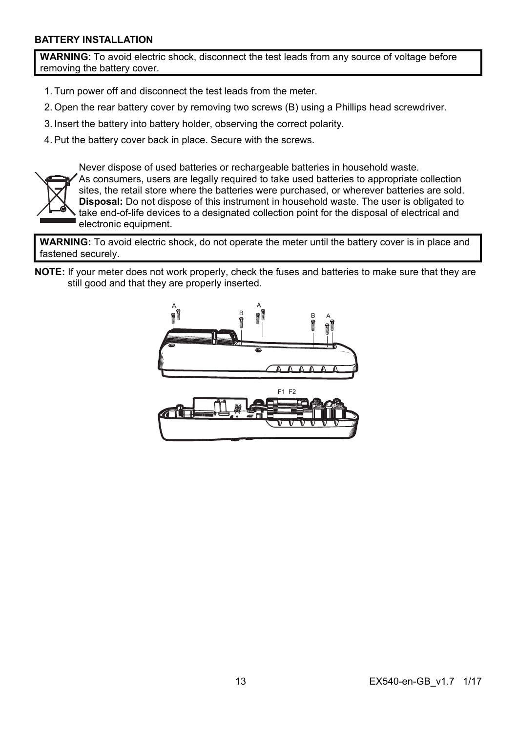## BATTERY INSTALLATION

> **WARNING**: To avoid electric shock, disconnect the test leads from any source of voltage before removing the battery cover.

1. Turn power off and disconnect the test leads from the meter.
2. Open the rear battery cover by removing two screws (B) using a Phillips head screwdriver.
3. Insert the battery into battery holder, observing the correct polarity.
4. Put the battery cover back in place. Secure with the screws.

Never dispose of used batteries or rechargeable batteries in household waste.
As consumers, users are legally required to take used batteries to appropriate collection sites, the retail store where the batteries were purchased, or wherever batteries are sold.
**Disposal:** Do not dispose of this instrument in household waste. The user is obligated to take end-of-life devices to a designated collection point for the disposal of electrical and electronic equipment.

> **WARNING:** To avoid electric shock, do not operate the meter until the battery cover is in place and fastened securely.

**NOTE:** If your meter does not work properly, check the fuses and batteries to make sure that they are still good and that they are properly inserted.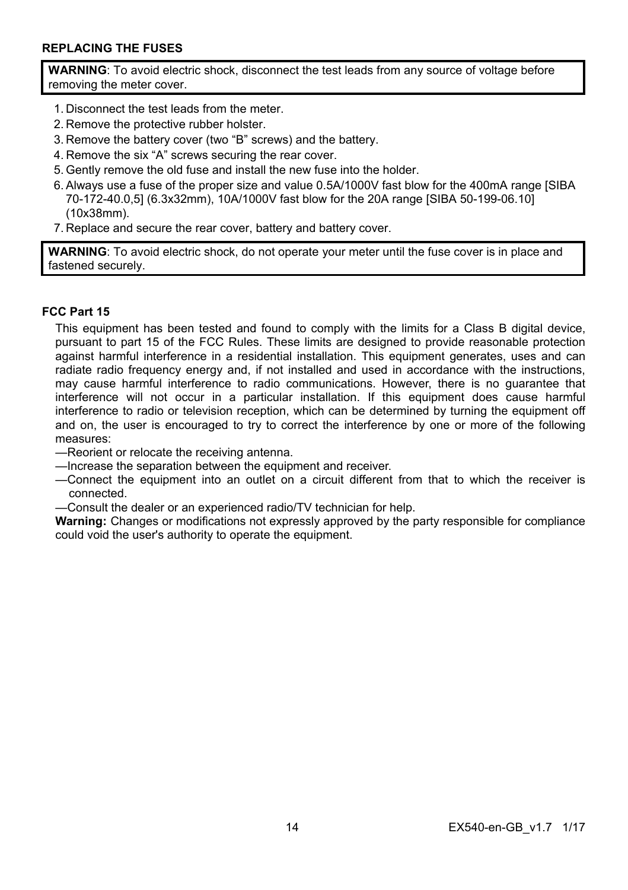### REPLACING THE FUSES

**WARNING**: To avoid electric shock, disconnect the test leads from any source of voltage before removing the meter cover.

1. Disconnect the test leads from the meter.
2. Remove the protective rubber holster.
3. Remove the battery cover (two "B" screws) and the battery.
4. Remove the six "A" screws securing the rear cover.
5. Gently remove the old fuse and install the new fuse into the holder.
6. Always use a fuse of the proper size and value 0.5A/1000V fast blow for the 400mA range [SIBA 70-172-40.0,5] (6.3x32mm), 10A/1000V fast blow for the 20A range [SIBA 50-199-06.10] (10x38mm).
7. Replace and secure the rear cover, battery and battery cover.

**WARNING**: To avoid electric shock, do not operate your meter until the fuse cover is in place and fastened securely.

### FCC Part 15

This equipment has been tested and found to comply with the limits for a Class B digital device, pursuant to part 15 of the FCC Rules. These limits are designed to provide reasonable protection against harmful interference in a residential installation. This equipment generates, uses and can radiate radio frequency energy and, if not installed and used in accordance with the instructions, may cause harmful interference to radio communications. However, there is no guarantee that interference will not occur in a particular installation. If this equipment does cause harmful interference to radio or television reception, which can be determined by turning the equipment off and on, the user is encouraged to try to correct the interference by one or more of the following measures:

—Reorient or relocate the receiving antenna.

—Increase the separation between the equipment and receiver.

—Connect the equipment into an outlet on a circuit different from that to which the receiver is connected.

—Consult the dealer or an experienced radio/TV technician for help.

**Warning:** Changes or modifications not expressly approved by the party responsible for compliance could void the user's authority to operate the equipment.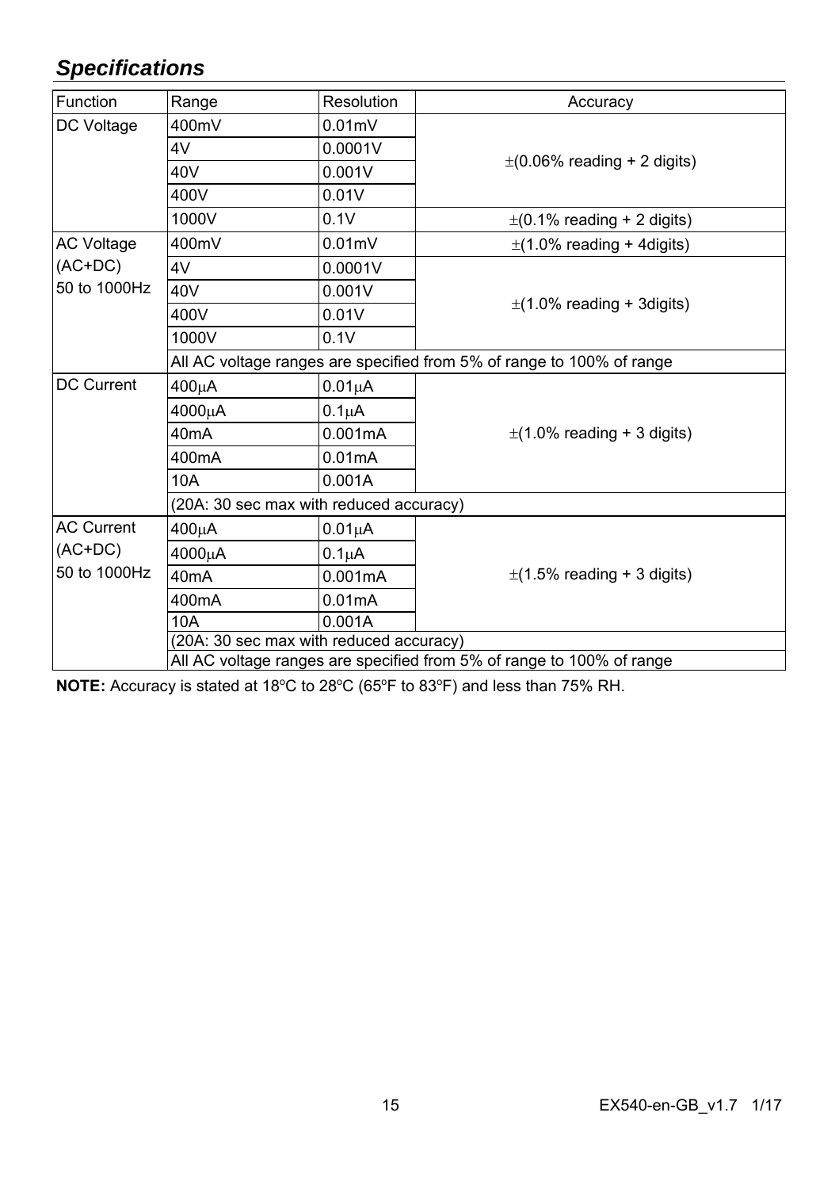## *Specifications*

| Function | Range | Resolution | Accuracy |
|---|---|---|---|
| DC Voltage | 400mV | 0.01mV | ±(0.06% reading + 2 digits) |
| | 4V | 0.0001V | |
| | 40V | 0.001V | |
| | 400V | 0.01V | |
| | 1000V | 0.1V | ±(0.1% reading + 2 digits) |
| AC Voltage (AC+DC) 50 to 1000Hz | 400mV | 0.01mV | ±(1.0% reading + 4digits) |
| | 4V | 0.0001V | ±(1.0% reading + 3digits) |
| | 40V | 0.001V | |
| | 400V | 0.01V | |
| | 1000V | 0.1V | |
| | All AC voltage ranges are specified from 5% of range to 100% of range | | |
| DC Current | 400μA | 0.01μA | ±(1.0% reading + 3 digits) |
| | 4000μA | 0.1μA | |
| | 40mA | 0.001mA | |
| | 400mA | 0.01mA | |
| | 10A | 0.001A | |
| | (20A: 30 sec max with reduced accuracy) | | |
| AC Current (AC+DC) 50 to 1000Hz | 400μA | 0.01μA | ±(1.5% reading + 3 digits) |
| | 4000μA | 0.1μA | |
| | 40mA | 0.001mA | |
| | 400mA | 0.01mA | |
| | 10A | 0.001A | |
| | (20A: 30 sec max with reduced accuracy) | | |
| | All AC voltage ranges are specified from 5% of range to 100% of range | | |

**NOTE:** Accuracy is stated at 18ºC to 28ºC (65ºF to 83ºF) and less than 75% RH.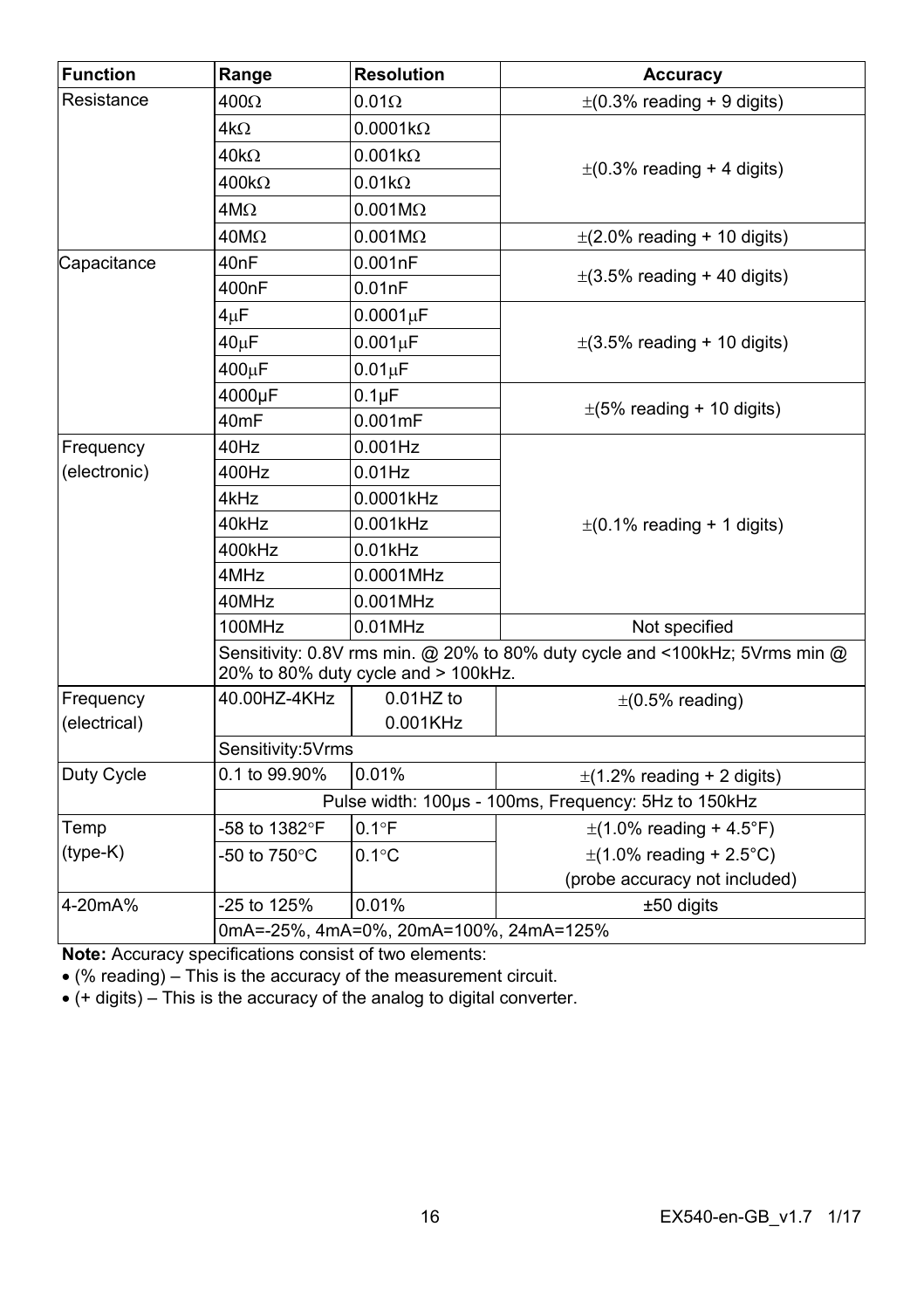| Function | Range | Resolution | Accuracy |
|---|---|---|---|
| Resistance | 400Ω | 0.01Ω | ±(0.3% reading + 9 digits) |
| | 4kΩ | 0.0001kΩ | ±(0.3% reading + 4 digits) |
| | 40kΩ | 0.001kΩ | |
| | 400kΩ | 0.01kΩ | |
| | 4MΩ | 0.001MΩ | |
| | 40MΩ | 0.001MΩ | ±(2.0% reading + 10 digits) |
| Capacitance | 40nF | 0.001nF | ±(3.5% reading + 40 digits) |
| | 400nF | 0.01nF | |
| | 4μF | 0.0001μF | ±(3.5% reading + 10 digits) |
| | 40μF | 0.001μF | |
| | 400μF | 0.01μF | |
| | 4000μF | 0.1μF | ±(5% reading + 10 digits) |
| | 40mF | 0.001mF | |
| Frequency (electronic) | 40Hz | 0.001Hz | ±(0.1% reading + 1 digits) |
| | 400Hz | 0.01Hz | |
| | 4kHz | 0.0001kHz | |
| | 40kHz | 0.001kHz | |
| | 400kHz | 0.01kHz | |
| | 4MHz | 0.0001MHz | |
| | 40MHz | 0.001MHz | |
| | 100MHz | 0.01MHz | Not specified |
| | Sensitivity: 0.8V rms min. @ 20% to 80% duty cycle and <100kHz; 5Vrms min @ 20% to 80% duty cycle and > 100kHz. | | |
| Frequency (electrical) | 40.00HZ-4KHz | 0.01HZ to 0.001KHz | ±(0.5% reading) |
| | Sensitivity:5Vrms | | |
| Duty Cycle | 0.1 to 99.90% | 0.01% | ±(1.2% reading + 2 digits) |
| | Pulse width: 100μs - 100ms, Frequency: 5Hz to 150kHz | | |
| Temp (type-K) | -58 to 1382°F | 0.1°F | ±(1.0% reading + 4.5°F) |
| | -50 to 750°C | 0.1°C | ±(1.0% reading + 2.5°C) (probe accuracy not included) |
| 4-20mA% | -25 to 125% | 0.01% | ±50 digits |
| | 0mA=-25%, 4mA=0%, 20mA=100%, 24mA=125% | | |

**Note:** Accuracy specifications consist of two elements:

- (% reading) – This is the accuracy of the measurement circuit.
- (+ digits) – This is the accuracy of the analog to digital converter.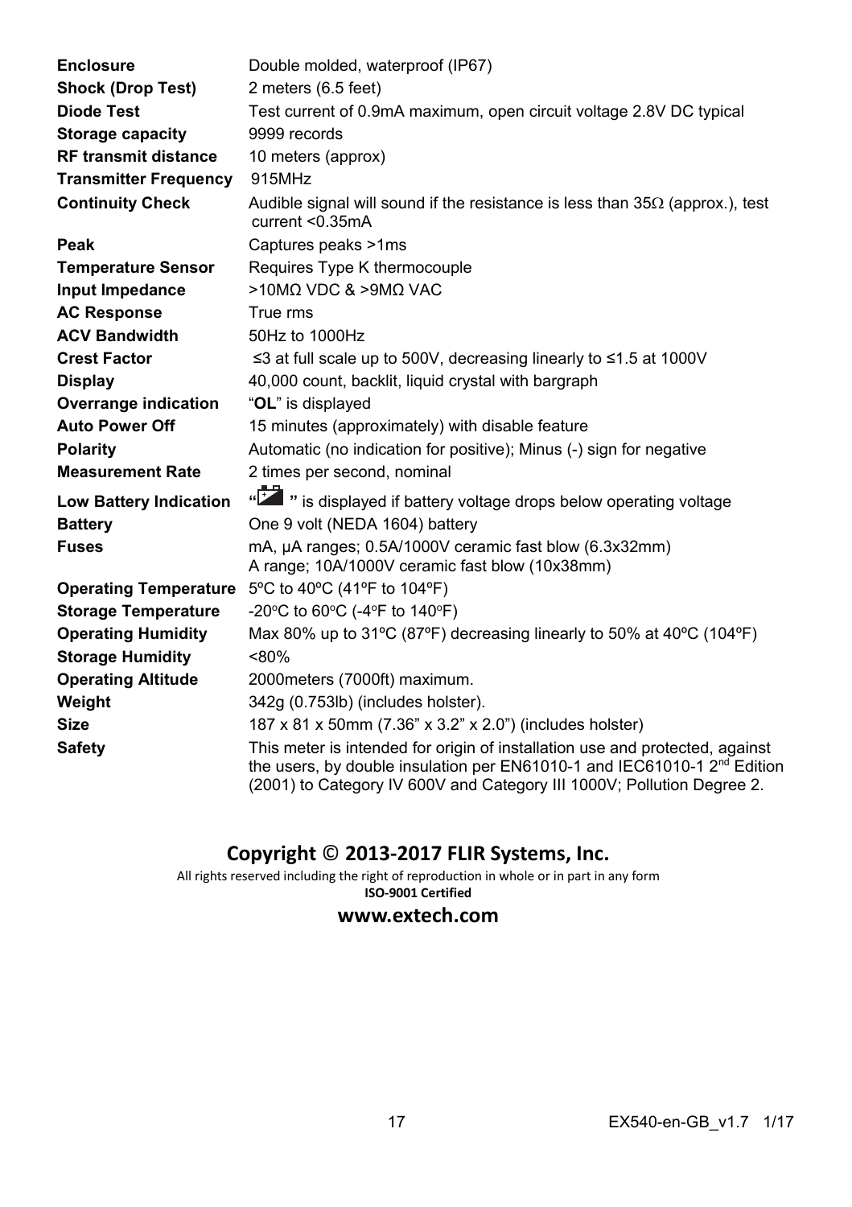| | |
|---|---|
| **Enclosure** | Double molded, waterproof (IP67) |
| **Shock (Drop Test)** | 2 meters (6.5 feet) |
| **Diode Test** | Test current of 0.9mA maximum, open circuit voltage 2.8V DC typical |
| **Storage capacity** | 9999 records |
| **RF transmit distance** | 10 meters (approx) |
| **Transmitter Frequency** | 915MHz |
| **Continuity Check** | Audible signal will sound if the resistance is less than 35Ω (approx.), test current <0.35mA |
| **Peak** | Captures peaks >1ms |
| **Temperature Sensor** | Requires Type K thermocouple |
| **Input Impedance** | >10MΩ VDC & >9MΩ VAC |
| **AC Response** | True rms |
| **ACV Bandwidth** | 50Hz to 1000Hz |
| **Crest Factor** | ≤3 at full scale up to 500V, decreasing linearly to ≤1.5 at 1000V |
| **Display** | 40,000 count, backlit, liquid crystal with bargraph |
| **Overrange indication** | "**OL**" is displayed |
| **Auto Power Off** | 15 minutes (approximately) with disable feature |
| **Polarity** | Automatic (no indication for positive); Minus (-) sign for negative |
| **Measurement Rate** | 2 times per second, nominal |
| **Low Battery Indication** | " " is displayed if battery voltage drops below operating voltage |
| **Battery** | One 9 volt (NEDA 1604) battery |
| **Fuses** | mA, µA ranges; 0.5A/1000V ceramic fast blow (6.3x32mm)<br>A range; 10A/1000V ceramic fast blow (10x38mm) |
| **Operating Temperature** | 5ºC to 40ºC (41ºF to 104ºF) |
| **Storage Temperature** | -20°C to 60°C (-4°F to 140°F) |
| **Operating Humidity** | Max 80% up to 31ºC (87ºF) decreasing linearly to 50% at 40ºC (104ºF) |
| **Storage Humidity** | <80% |
| **Operating Altitude** | 2000meters (7000ft) maximum. |
| **Weight** | 342g (0.753lb) (includes holster). |
| **Size** | 187 x 81 x 50mm (7.36" x 3.2" x 2.0") (includes holster) |
| **Safety** | This meter is intended for origin of installation use and protected, against the users, by double insulation per EN61010-1 and IEC61010-1 2nd Edition (2001) to Category IV 600V and Category III 1000V; Pollution Degree 2. |

**Copyright © 2013-2017 FLIR Systems, Inc.**

All rights reserved including the right of reproduction in whole or in part in any form

**ISO-9001 Certified**

**www.extech.com**